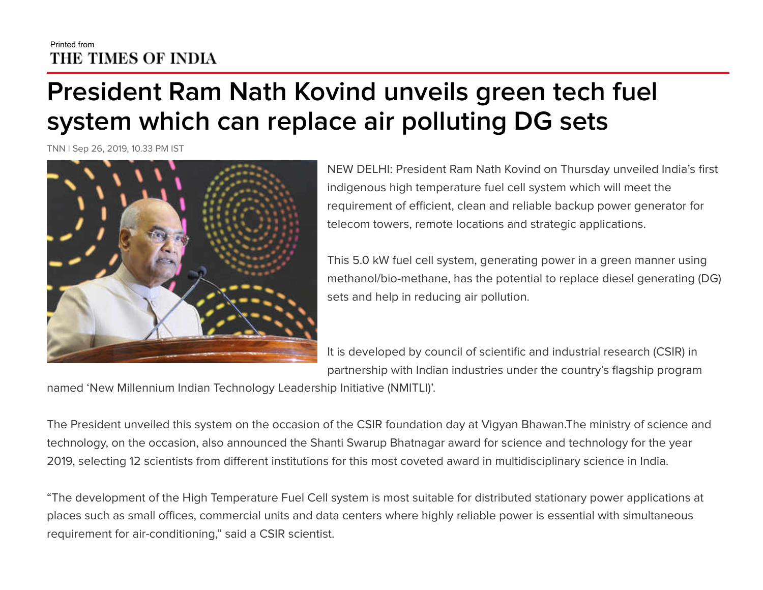Printed from
THE TIMES OF INDIA

# President Ram Nath Kovind unveils green tech fuel system which can replace air polluting DG sets

TNN | Sep 26, 2019, 10.33 PM IST

NEW DELHI: President Ram Nath Kovind on Thursday unveiled India's first indigenous high temperature fuel cell system which will meet the requirement of efficient, clean and reliable backup power generator for telecom towers, remote locations and strategic applications.

This 5.0 kW fuel cell system, generating power in a green manner using methanol/bio-methane, has the potential to replace diesel generating (DG) sets and help in reducing air pollution.

It is developed by council of scientific and industrial research (CSIR) in partnership with Indian industries under the country's flagship program named 'New Millennium Indian Technology Leadership Initiative (NMITLI)'.

The President unveiled this system on the occasion of the CSIR foundation day at Vigyan Bhawan.The ministry of science and technology, on the occasion, also announced the Shanti Swarup Bhatnagar award for science and technology for the year 2019, selecting 12 scientists from different institutions for this most coveted award in multidisciplinary science in India.

"The development of the High Temperature Fuel Cell system is most suitable for distributed stationary power applications at places such as small offices, commercial units and data centers where highly reliable power is essential with simultaneous requirement for air-conditioning," said a CSIR scientist.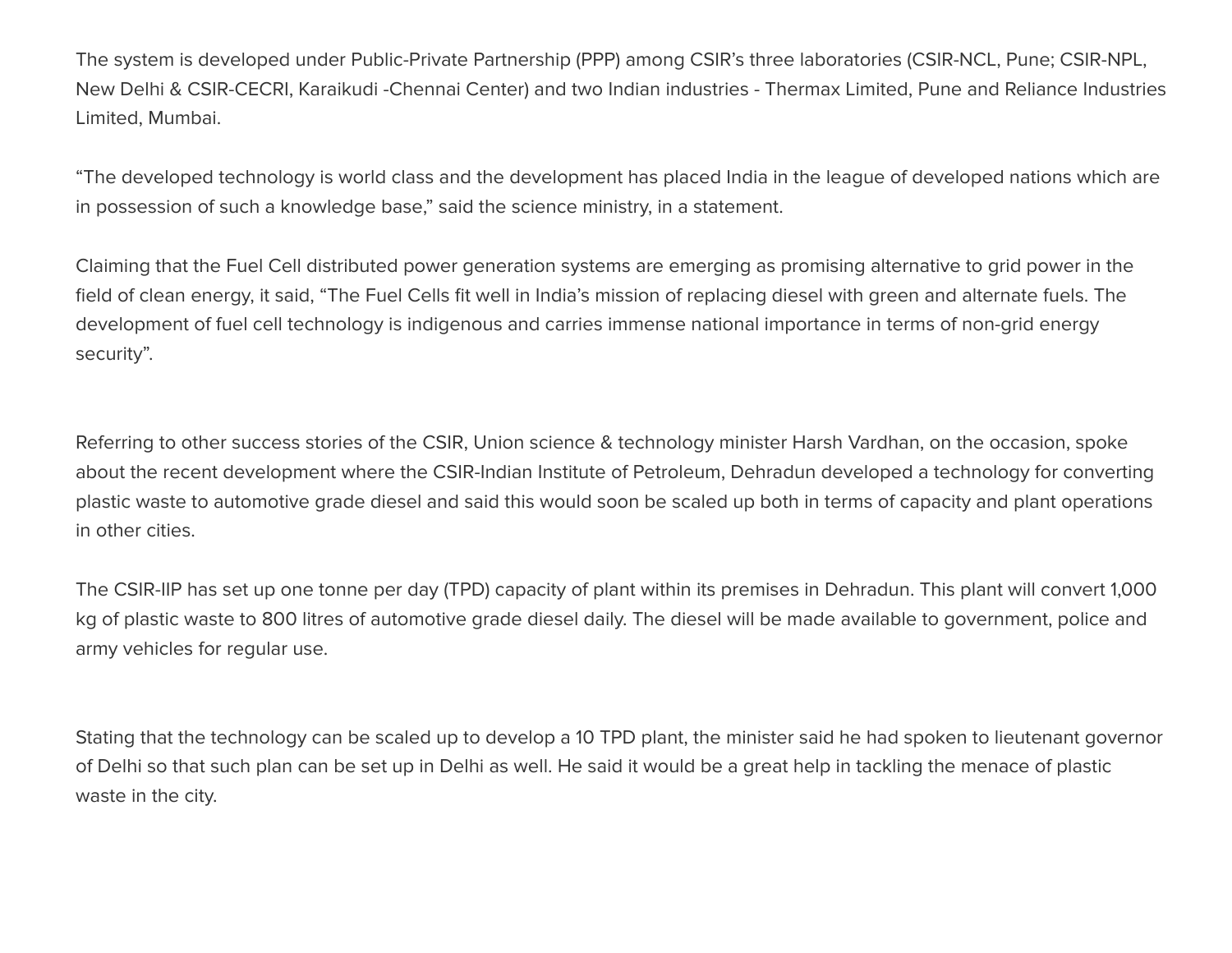The system is developed under Public-Private Partnership (PPP) among CSIR's three laboratories (CSIR-NCL, Pune; CSIR-NPL, New Delhi & CSIR-CECRI, Karaikudi -Chennai Center) and two Indian industries - Thermax Limited, Pune and Reliance Industries Limited, Mumbai.

"The developed technology is world class and the development has placed India in the league of developed nations which are in possession of such a knowledge base," said the science ministry, in a statement.

Claiming that the Fuel Cell distributed power generation systems are emerging as promising alternative to grid power in the field of clean energy, it said, "The Fuel Cells fit well in India's mission of replacing diesel with green and alternate fuels. The development of fuel cell technology is indigenous and carries immense national importance in terms of non-grid energy security".

Referring to other success stories of the CSIR, Union science & technology minister Harsh Vardhan, on the occasion, spoke about the recent development where the CSIR-Indian Institute of Petroleum, Dehradun developed a technology for converting plastic waste to automotive grade diesel and said this would soon be scaled up both in terms of capacity and plant operations in other cities.

The CSIR-IIP has set up one tonne per day (TPD) capacity of plant within its premises in Dehradun. This plant will convert 1,000 kg of plastic waste to 800 litres of automotive grade diesel daily. The diesel will be made available to government, police and army vehicles for regular use.

Stating that the technology can be scaled up to develop a 10 TPD plant, the minister said he had spoken to lieutenant governor of Delhi so that such plan can be set up in Delhi as well. He said it would be a great help in tackling the menace of plastic waste in the city.